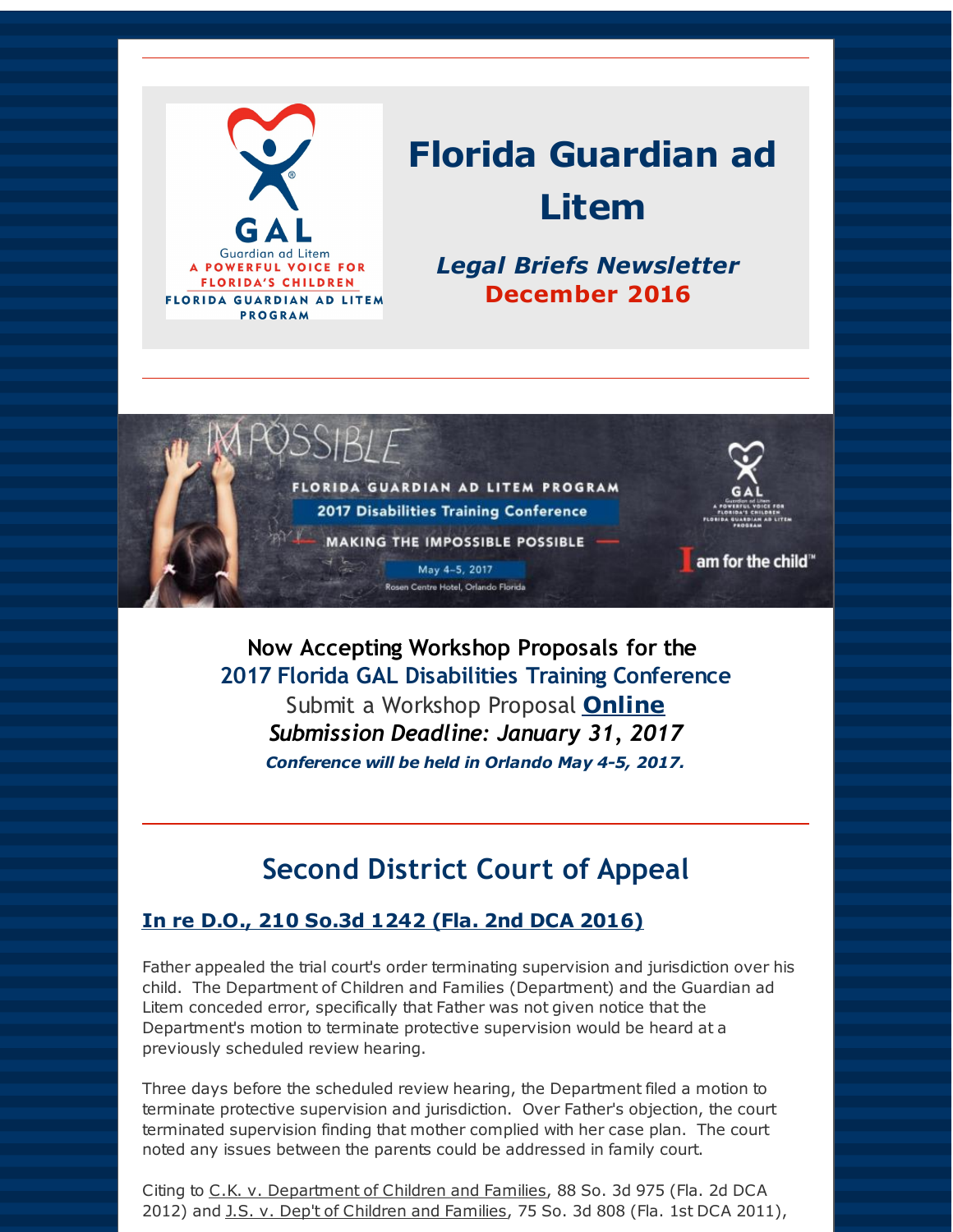# Florida Guardian ad Litem

***Legal Briefs Newsletter***
**December 2016**

**Now Accepting Workshop Proposals for the**
**2017 Florida GAL Disabilities Training Conference**
Submit a Workshop Proposal **Online**
***Submission Deadline: January 31, 2017***
***Conference will be held in Orlando May 4-5, 2017.***

## Second District Court of Appeal

### In re D.O., 210 So.3d 1242 (Fla. 2nd DCA 2016)

Father appealed the trial court's order terminating supervision and jurisdiction over his child. The Department of Children and Families (Department) and the Guardian ad Litem conceded error, specifically that Father was not given notice that the Department's motion to terminate protective supervision would be heard at a previously scheduled review hearing.

Three days before the scheduled review hearing, the Department filed a motion to terminate protective supervision and jurisdiction. Over Father's objection, the court terminated supervision finding that mother complied with her case plan. The court noted any issues between the parents could be addressed in family court.

Citing to C.K. v. Department of Children and Families, 88 So. 3d 975 (Fla. 2d DCA 2012) and J.S. v. Dep't of Children and Families, 75 So. 3d 808 (Fla. 1st DCA 2011),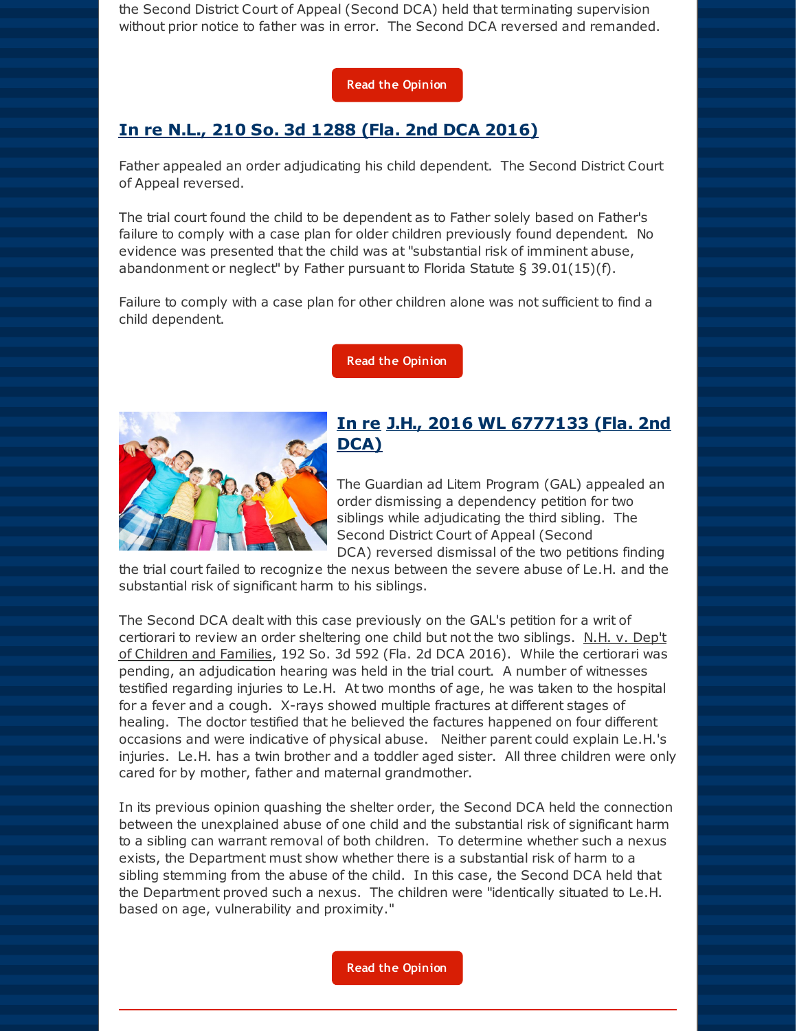the Second District Court of Appeal (Second DCA) held that terminating supervision without prior notice to father was in error. The Second DCA reversed and remanded.

Read the Opinion

## In re N.L., 210 So. 3d 1288 (Fla. 2nd DCA 2016)

Father appealed an order adjudicating his child dependent. The Second District Court of Appeal reversed.

The trial court found the child to be dependent as to Father solely based on Father's failure to comply with a case plan for older children previously found dependent. No evidence was presented that the child was at "substantial risk of imminent abuse, abandonment or neglect" by Father pursuant to Florida Statute § 39.01(15)(f).

Failure to comply with a case plan for other children alone was not sufficient to find a child dependent.

Read the Opinion

## In re J.H., 2016 WL 6777133 (Fla. 2nd DCA)

The Guardian ad Litem Program (GAL) appealed an order dismissing a dependency petition for two siblings while adjudicating the third sibling. The Second District Court of Appeal (Second DCA) reversed dismissal of the two petitions finding the trial court failed to recognize the nexus between the severe abuse of Le.H. and the substantial risk of significant harm to his siblings.

The Second DCA dealt with this case previously on the GAL's petition for a writ of certiorari to review an order sheltering one child but not the two siblings. N.H. v. Dep't of Children and Families, 192 So. 3d 592 (Fla. 2d DCA 2016). While the certiorari was pending, an adjudication hearing was held in the trial court. A number of witnesses testified regarding injuries to Le.H. At two months of age, he was taken to the hospital for a fever and a cough. X-rays showed multiple fractures at different stages of healing. The doctor testified that he believed the factures happened on four different occasions and were indicative of physical abuse. Neither parent could explain Le.H.'s injuries. Le.H. has a twin brother and a toddler aged sister. All three children were only cared for by mother, father and maternal grandmother.

In its previous opinion quashing the shelter order, the Second DCA held the connection between the unexplained abuse of one child and the substantial risk of significant harm to a sibling can warrant removal of both children. To determine whether such a nexus exists, the Department must show whether there is a substantial risk of harm to a sibling stemming from the abuse of the child. In this case, the Second DCA held that the Department proved such a nexus. The children were "identically situated to Le.H. based on age, vulnerability and proximity."

Read the Opinion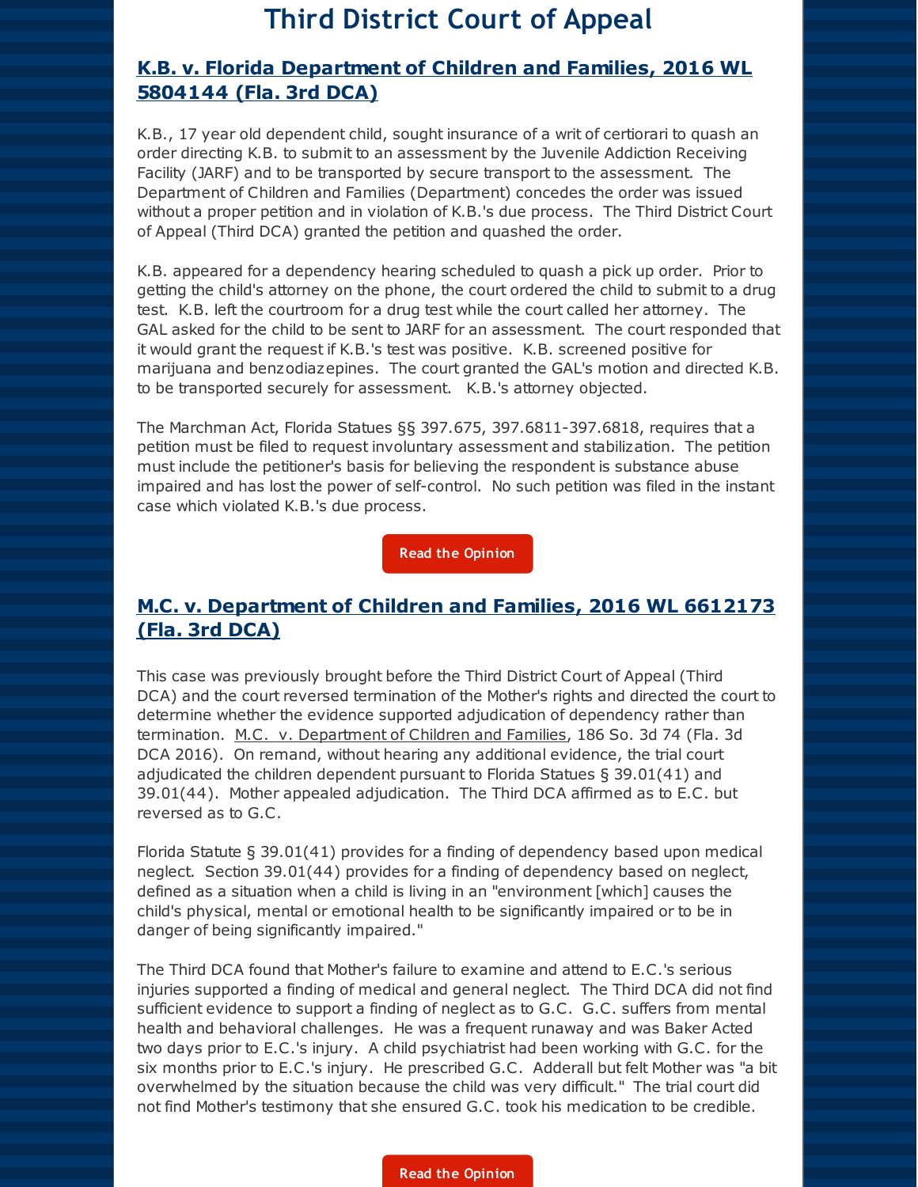# Third District Court of Appeal

## K.B. v. Florida Department of Children and Families, 2016 WL 5804144 (Fla. 3rd DCA)

K.B., 17 year old dependent child, sought insurance of a writ of certiorari to quash an order directing K.B. to submit to an assessment by the Juvenile Addiction Receiving Facility (JARF) and to be transported by secure transport to the assessment. The Department of Children and Families (Department) concedes the order was issued without a proper petition and in violation of K.B.'s due process. The Third District Court of Appeal (Third DCA) granted the petition and quashed the order.

K.B. appeared for a dependency hearing scheduled to quash a pick up order. Prior to getting the child's attorney on the phone, the court ordered the child to submit to a drug test. K.B. left the courtroom for a drug test while the court called her attorney. The GAL asked for the child to be sent to JARF for an assessment. The court responded that it would grant the request if K.B.'s test was positive. K.B. screened positive for marijuana and benzodiazepines. The court granted the GAL's motion and directed K.B. to be transported securely for assessment. K.B.'s attorney objected.

The Marchman Act, Florida Statues §§ 397.675, 397.6811-397.6818, requires that a petition must be filed to request involuntary assessment and stabilization. The petition must include the petitioner's basis for believing the respondent is substance abuse impaired and has lost the power of self-control. No such petition was filed in the instant case which violated K.B.'s due process.

Read the Opinion

## M.C. v. Department of Children and Families, 2016 WL 6612173 (Fla. 3rd DCA)

This case was previously brought before the Third District Court of Appeal (Third DCA) and the court reversed termination of the Mother's rights and directed the court to determine whether the evidence supported adjudication of dependency rather than termination. M.C. v. Department of Children and Families, 186 So. 3d 74 (Fla. 3d DCA 2016). On remand, without hearing any additional evidence, the trial court adjudicated the children dependent pursuant to Florida Statues § 39.01(41) and 39.01(44). Mother appealed adjudication. The Third DCA affirmed as to E.C. but reversed as to G.C.

Florida Statute § 39.01(41) provides for a finding of dependency based upon medical neglect. Section 39.01(44) provides for a finding of dependency based on neglect, defined as a situation when a child is living in an "environment [which] causes the child's physical, mental or emotional health to be significantly impaired or to be in danger of being significantly impaired."

The Third DCA found that Mother's failure to examine and attend to E.C.'s serious injuries supported a finding of medical and general neglect. The Third DCA did not find sufficient evidence to support a finding of neglect as to G.C. G.C. suffers from mental health and behavioral challenges. He was a frequent runaway and was Baker Acted two days prior to E.C.'s injury. A child psychiatrist had been working with G.C. for the six months prior to E.C.'s injury. He prescribed G.C. Adderall but felt Mother was "a bit overwhelmed by the situation because the child was very difficult." The trial court did not find Mother's testimony that she ensured G.C. took his medication to be credible.

Read the Opinion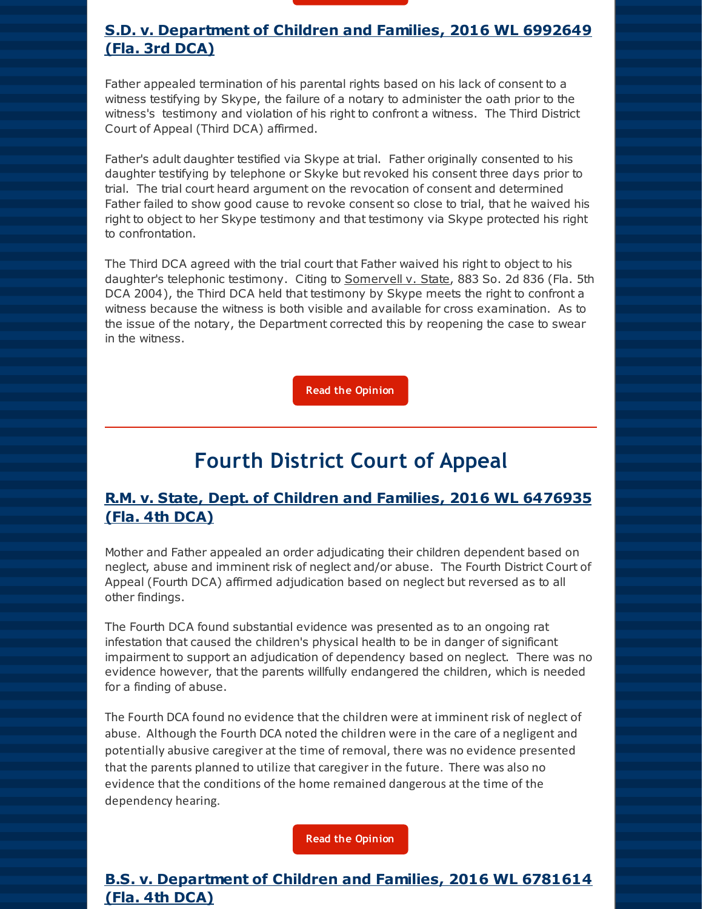## [S.D. v. Department of Children and Families, 2016 WL 6992649 (Fla. 3rd DCA)]

Father appealed termination of his parental rights based on his lack of consent to a witness testifying by Skype, the failure of a notary to administer the oath prior to the witness's testimony and violation of his right to confront a witness. The Third District Court of Appeal (Third DCA) affirmed.

Father's adult daughter testified via Skype at trial. Father originally consented to his daughter testifying by telephone or Skyke but revoked his consent three days prior to trial. The trial court heard argument on the revocation of consent and determined Father failed to show good cause to revoke consent so close to trial, that he waived his right to object to her Skype testimony and that testimony via Skype protected his right to confrontation.

The Third DCA agreed with the trial court that Father waived his right to object to his daughter's telephonic testimony. Citing to Somervell v. State, 883 So. 2d 836 (Fla. 5th DCA 2004), the Third DCA held that testimony by Skype meets the right to confront a witness because the witness is both visible and available for cross examination. As to the issue of the notary, the Department corrected this by reopening the case to swear in the witness.

Read the Opinion

---

# Fourth District Court of Appeal

## R.M. v. State, Dept. of Children and Families, 2016 WL 6476935 (Fla. 4th DCA)

Mother and Father appealed an order adjudicating their children dependent based on neglect, abuse and imminent risk of neglect and/or abuse. The Fourth District Court of Appeal (Fourth DCA) affirmed adjudication based on neglect but reversed as to all other findings.

The Fourth DCA found substantial evidence was presented as to an ongoing rat infestation that caused the children's physical health to be in danger of significant impairment to support an adjudication of dependency based on neglect. There was no evidence however, that the parents willfully endangered the children, which is needed for a finding of abuse.

The Fourth DCA found no evidence that the children were at imminent risk of neglect of abuse. Although the Fourth DCA noted the children were in the care of a negligent and potentially abusive caregiver at the time of removal, there was no evidence presented that the parents planned to utilize that caregiver in the future. There was also no evidence that the conditions of the home remained dangerous at the time of the dependency hearing.

Read the Opinion

## B.S. v. Department of Children and Families, 2016 WL 6781614 (Fla. 4th DCA)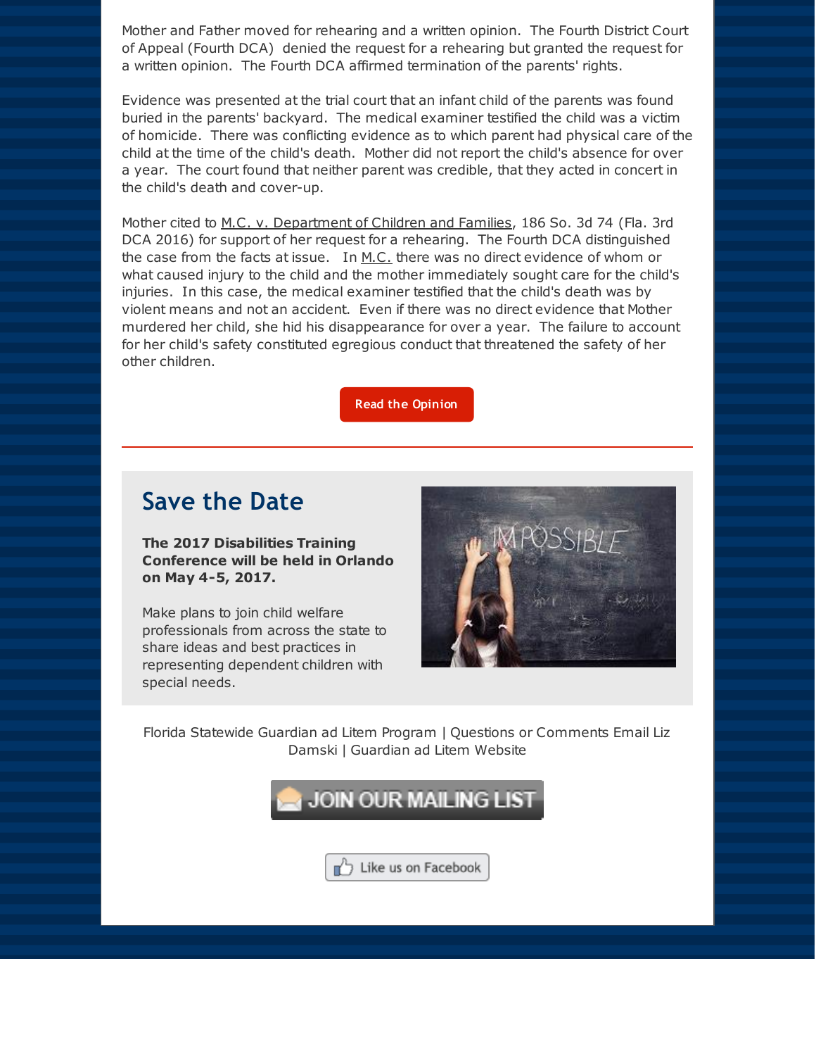Mother and Father moved for rehearing and a written opinion. The Fourth District Court of Appeal (Fourth DCA) denied the request for a rehearing but granted the request for a written opinion. The Fourth DCA affirmed termination of the parents' rights.

Evidence was presented at the trial court that an infant child of the parents was found buried in the parents' backyard. The medical examiner testified the child was a victim of homicide. There was conflicting evidence as to which parent had physical care of the child at the time of the child's death. Mother did not report the child's absence for over a year. The court found that neither parent was credible, that they acted in concert in the child's death and cover-up.

Mother cited to M.C. v. Department of Children and Families, 186 So. 3d 74 (Fla. 3rd DCA 2016) for support of her request for a rehearing. The Fourth DCA distinguished the case from the facts at issue. In M.C. there was no direct evidence of whom or what caused injury to the child and the mother immediately sought care for the child's injuries. In this case, the medical examiner testified that the child's death was by violent means and not an accident. Even if there was no direct evidence that Mother murdered her child, she hid his disappearance for over a year. The failure to account for her child's safety constituted egregious conduct that threatened the safety of her other children.

Read the Opinion

## Save the Date

**The 2017 Disabilities Training Conference will be held in Orlando on May 4-5, 2017.**

Make plans to join child welfare professionals from across the state to share ideas and best practices in representing dependent children with special needs.

Florida Statewide Guardian ad Litem Program | Questions or Comments Email Liz Damski | Guardian ad Litem Website

JOIN OUR MAILING LIST

Like us on Facebook